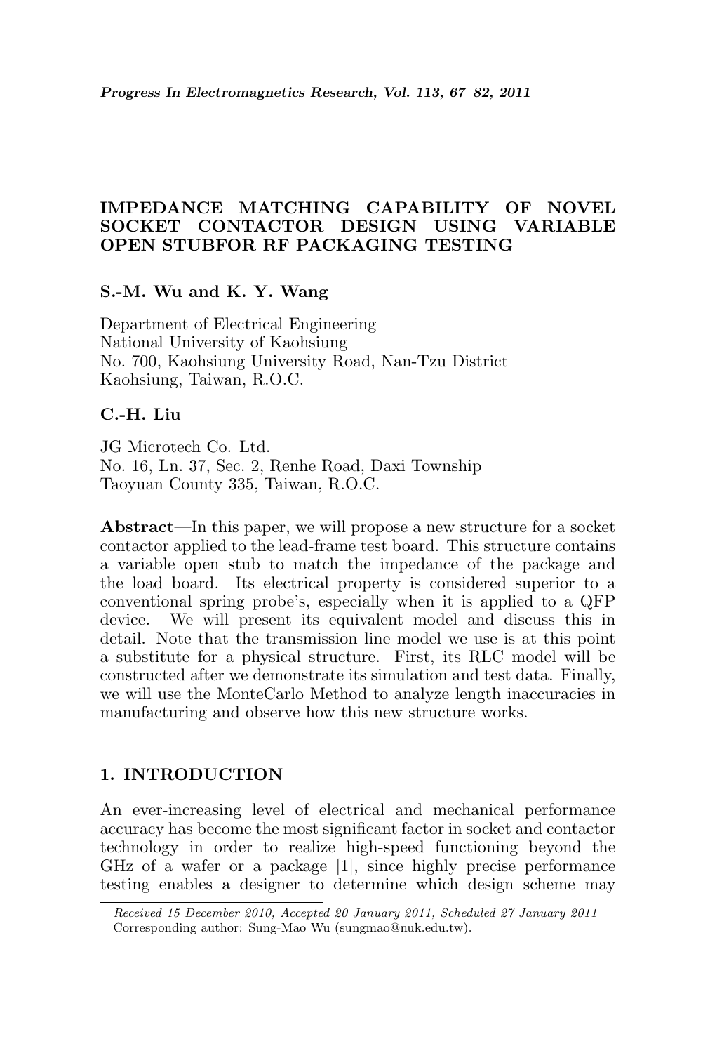# IMPEDANCE MATCHING CAPABILITY OF NOVEL SOCKET CONTACTOR DESIGN USING VARIABLE OPEN STUBFOR RF PACKAGING TESTING

**S.-M. Wu and K. Y. Wang**

Department of Electrical Engineering
National University of Kaohsiung
No. 700, Kaohsiung University Road, Nan-Tzu District
Kaohsiung, Taiwan, R.O.C.

**C.-H. Liu**

JG Microtech Co. Ltd.
No. 16, Ln. 37, Sec. 2, Renhe Road, Daxi Township
Taoyuan County 335, Taiwan, R.O.C.

**Abstract**—In this paper, we will propose a new structure for a socket contactor applied to the lead-frame test board. This structure contains a variable open stub to match the impedance of the package and the load board. Its electrical property is considered superior to a conventional spring probe's, especially when it is applied to a QFP device. We will present its equivalent model and discuss this in detail. Note that the transmission line model we use is at this point a substitute for a physical structure. First, its RLC model will be constructed after we demonstrate its simulation and test data. Finally, we will use the MonteCarlo Method to analyze length inaccuracies in manufacturing and observe how this new structure works.

## 1. INTRODUCTION

An ever-increasing level of electrical and mechanical performance accuracy has become the most significant factor in socket and contactor technology in order to realize high-speed functioning beyond the GHz of a wafer or a package [1], since highly precise performance testing enables a designer to determine which design scheme may

*Received 15 December 2010, Accepted 20 January 2011, Scheduled 27 January 2011*
Corresponding author: Sung-Mao Wu (sungmao@nuk.edu.tw).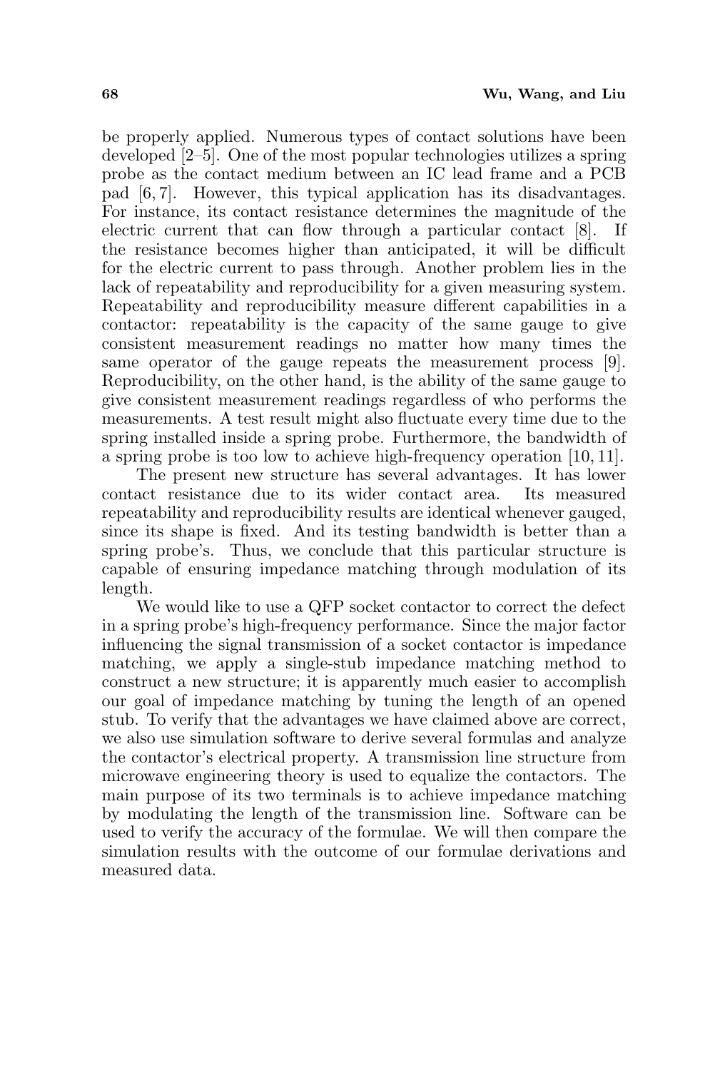be properly applied. Numerous types of contact solutions have been developed [2–5]. One of the most popular technologies utilizes a spring probe as the contact medium between an IC lead frame and a PCB pad [6, 7]. However, this typical application has its disadvantages. For instance, its contact resistance determines the magnitude of the electric current that can flow through a particular contact [8]. If the resistance becomes higher than anticipated, it will be difficult for the electric current to pass through. Another problem lies in the lack of repeatability and reproducibility for a given measuring system. Repeatability and reproducibility measure different capabilities in a contactor: repeatability is the capacity of the same gauge to give consistent measurement readings no matter how many times the same operator of the gauge repeats the measurement process [9]. Reproducibility, on the other hand, is the ability of the same gauge to give consistent measurement readings regardless of who performs the measurements. A test result might also fluctuate every time due to the spring installed inside a spring probe. Furthermore, the bandwidth of a spring probe is too low to achieve high-frequency operation [10, 11].

The present new structure has several advantages. It has lower contact resistance due to its wider contact area. Its measured repeatability and reproducibility results are identical whenever gauged, since its shape is fixed. And its testing bandwidth is better than a spring probe's. Thus, we conclude that this particular structure is capable of ensuring impedance matching through modulation of its length.

We would like to use a QFP socket contactor to correct the defect in a spring probe's high-frequency performance. Since the major factor influencing the signal transmission of a socket contactor is impedance matching, we apply a single-stub impedance matching method to construct a new structure; it is apparently much easier to accomplish our goal of impedance matching by tuning the length of an opened stub. To verify that the advantages we have claimed above are correct, we also use simulation software to derive several formulas and analyze the contactor's electrical property. A transmission line structure from microwave engineering theory is used to equalize the contactors. The main purpose of its two terminals is to achieve impedance matching by modulating the length of the transmission line. Software can be used to verify the accuracy of the formulae. We will then compare the simulation results with the outcome of our formulae derivations and measured data.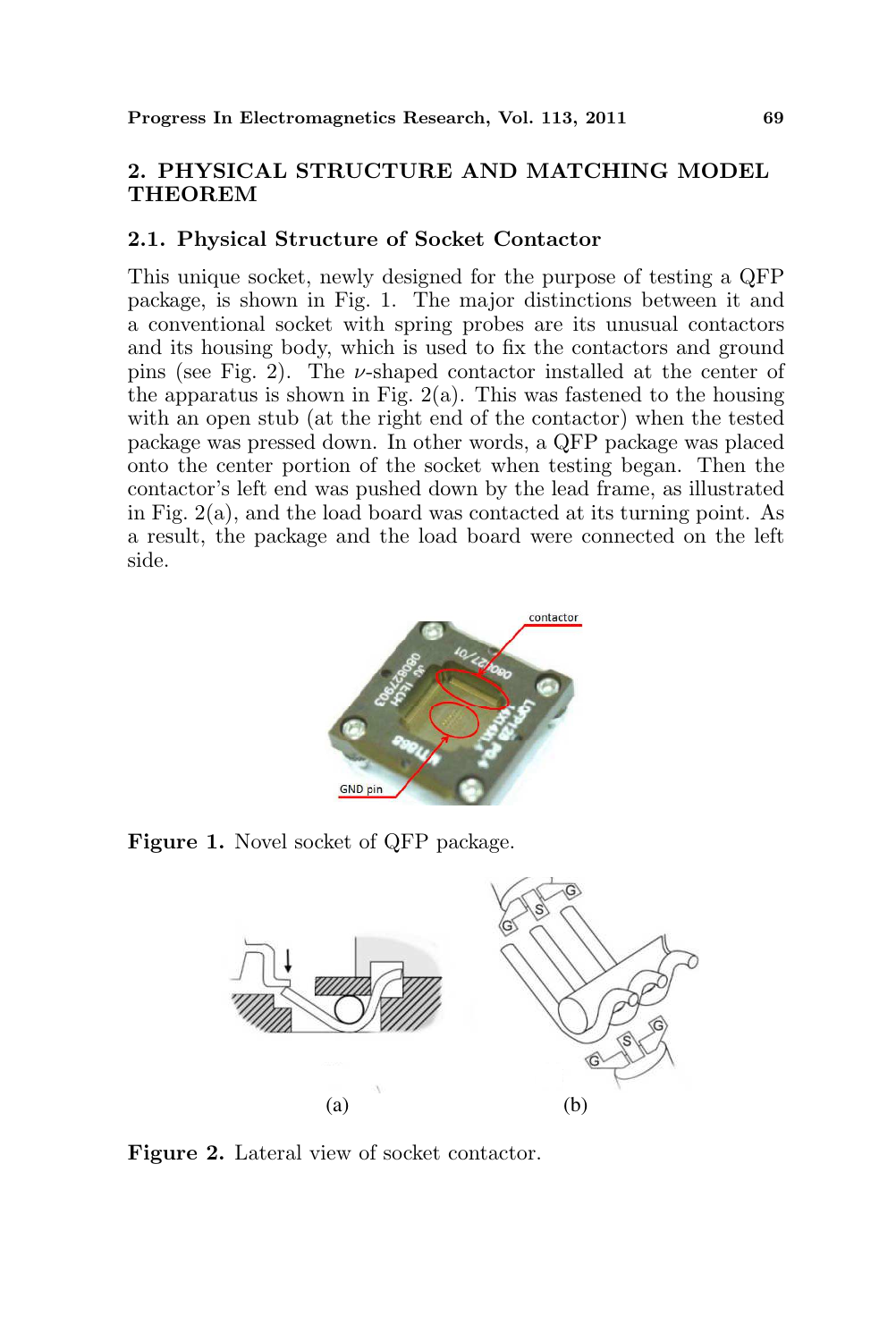## 2. PHYSICAL STRUCTURE AND MATCHING MODEL THEOREM

### 2.1. Physical Structure of Socket Contactor

This unique socket, newly designed for the purpose of testing a QFP package, is shown in Fig. 1. The major distinctions between it and a conventional socket with spring probes are its unusual contactors and its housing body, which is used to fix the contactors and ground pins (see Fig. 2). The $\nu$-shaped contactor installed at the center of the apparatus is shown in Fig. 2(a). This was fastened to the housing with an open stub (at the right end of the contactor) when the tested package was pressed down. In other words, a QFP package was placed onto the center portion of the socket when testing began. Then the contactor's left end was pushed down by the lead frame, as illustrated in Fig. 2(a), and the load board was contacted at its turning point. As a result, the package and the load board were connected on the left side.

**Figure 1.** Novel socket of QFP package.

(a) (b)

**Figure 2.** Lateral view of socket contactor.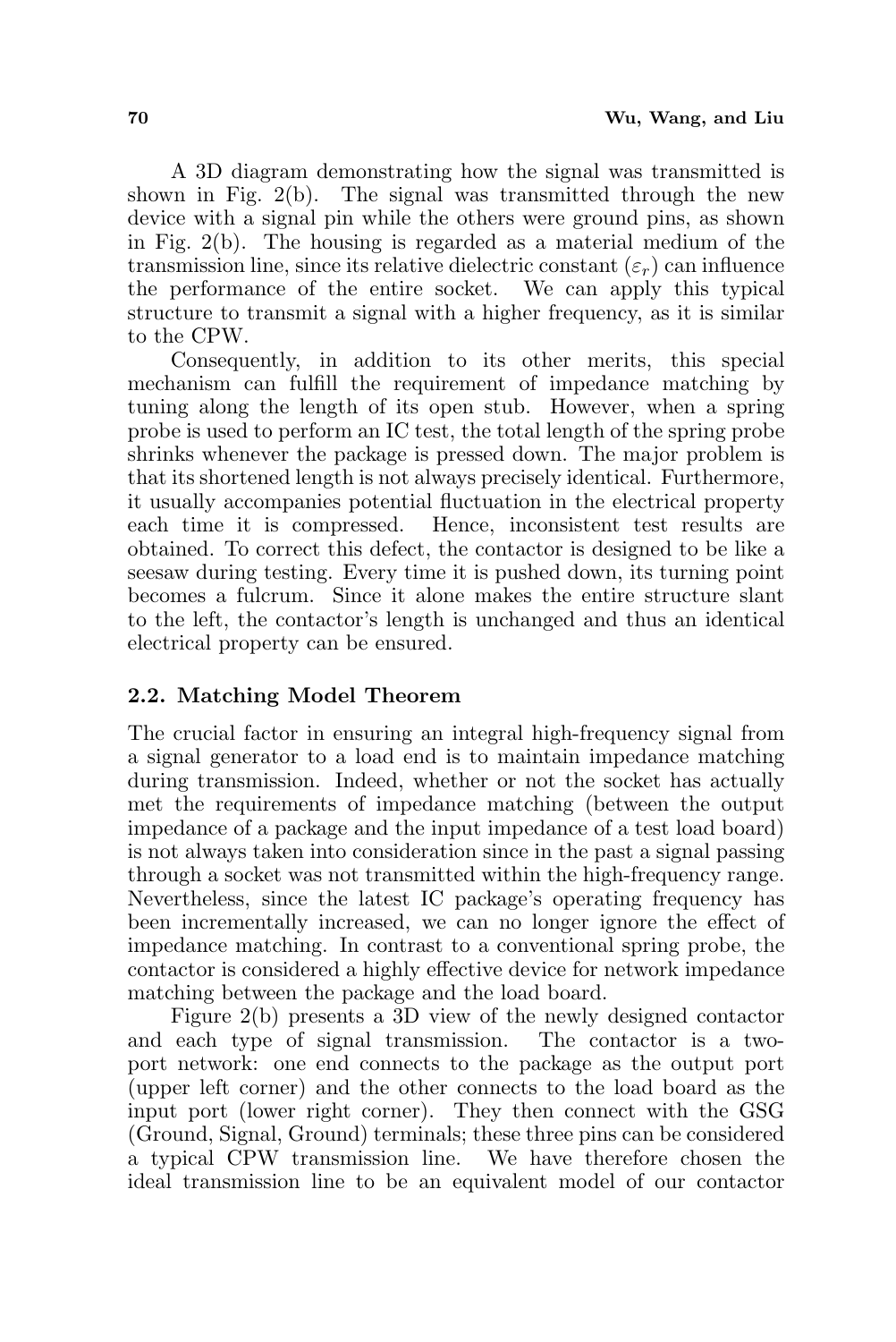A 3D diagram demonstrating how the signal was transmitted is shown in Fig. 2(b). The signal was transmitted through the new device with a signal pin while the others were ground pins, as shown in Fig. 2(b). The housing is regarded as a material medium of the transmission line, since its relative dielectric constant ($\varepsilon_r$) can influence the performance of the entire socket. We can apply this typical structure to transmit a signal with a higher frequency, as it is similar to the CPW.

Consequently, in addition to its other merits, this special mechanism can fulfill the requirement of impedance matching by tuning along the length of its open stub. However, when a spring probe is used to perform an IC test, the total length of the spring probe shrinks whenever the package is pressed down. The major problem is that its shortened length is not always precisely identical. Furthermore, it usually accompanies potential fluctuation in the electrical property each time it is compressed. Hence, inconsistent test results are obtained. To correct this defect, the contactor is designed to be like a seesaw during testing. Every time it is pushed down, its turning point becomes a fulcrum. Since it alone makes the entire structure slant to the left, the contactor's length is unchanged and thus an identical electrical property can be ensured.

### 2.2. Matching Model Theorem

The crucial factor in ensuring an integral high-frequency signal from a signal generator to a load end is to maintain impedance matching during transmission. Indeed, whether or not the socket has actually met the requirements of impedance matching (between the output impedance of a package and the input impedance of a test load board) is not always taken into consideration since in the past a signal passing through a socket was not transmitted within the high-frequency range. Nevertheless, since the latest IC package's operating frequency has been incrementally increased, we can no longer ignore the effect of impedance matching. In contrast to a conventional spring probe, the contactor is considered a highly effective device for network impedance matching between the package and the load board.

Figure 2(b) presents a 3D view of the newly designed contactor and each type of signal transmission. The contactor is a two-port network: one end connects to the package as the output port (upper left corner) and the other connects to the load board as the input port (lower right corner). They then connect with the GSG (Ground, Signal, Ground) terminals; these three pins can be considered a typical CPW transmission line. We have therefore chosen the ideal transmission line to be an equivalent model of our contactor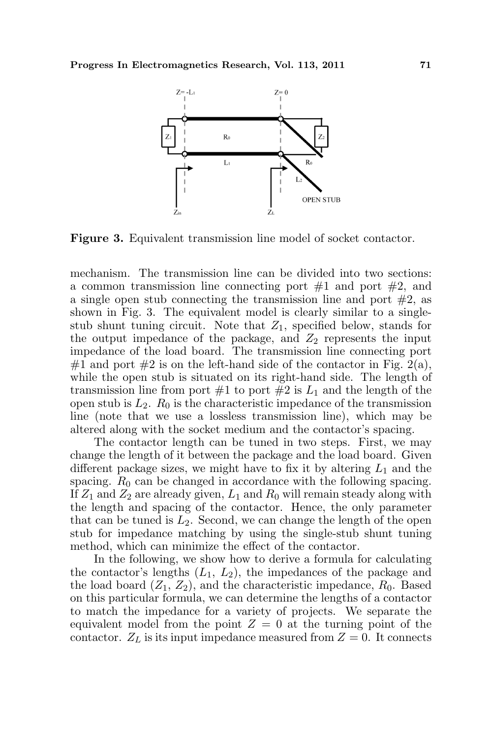**Figure 3.** Equivalent transmission line model of socket contactor.

mechanism. The transmission line can be divided into two sections: a common transmission line connecting port #1 and port #2, and a single open stub connecting the transmission line and port #2, as shown in Fig. 3. The equivalent model is clearly similar to a single-stub shunt tuning circuit. Note that $Z_1$, specified below, stands for the output impedance of the package, and $Z_2$ represents the input impedance of the load board. The transmission line connecting port #1 and port #2 is on the left-hand side of the contactor in Fig. 2(a), while the open stub is situated on its right-hand side. The length of transmission line from port #1 to port #2 is $L_1$ and the length of the open stub is $L_2$. $R_0$ is the characteristic impedance of the transmission line (note that we use a lossless transmission line), which may be altered along with the socket medium and the contactor's spacing.

The contactor length can be tuned in two steps. First, we may change the length of it between the package and the load board. Given different package sizes, we might have to fix it by altering $L_1$ and the spacing. $R_0$ can be changed in accordance with the following spacing. If $Z_1$ and $Z_2$ are already given, $L_1$ and $R_0$ will remain steady along with the length and spacing of the contactor. Hence, the only parameter that can be tuned is $L_2$. Second, we can change the length of the open stub for impedance matching by using the single-stub shunt tuning method, which can minimize the effect of the contactor.

In the following, we show how to derive a formula for calculating the contactor's lengths ($L_1$, $L_2$), the impedances of the package and the load board ($Z_1$, $Z_2$), and the characteristic impedance, $R_0$. Based on this particular formula, we can determine the lengths of a contactor to match the impedance for a variety of projects. We separate the equivalent model from the point $Z = 0$ at the turning point of the contactor. $Z_L$ is its input impedance measured from $Z = 0$. It connects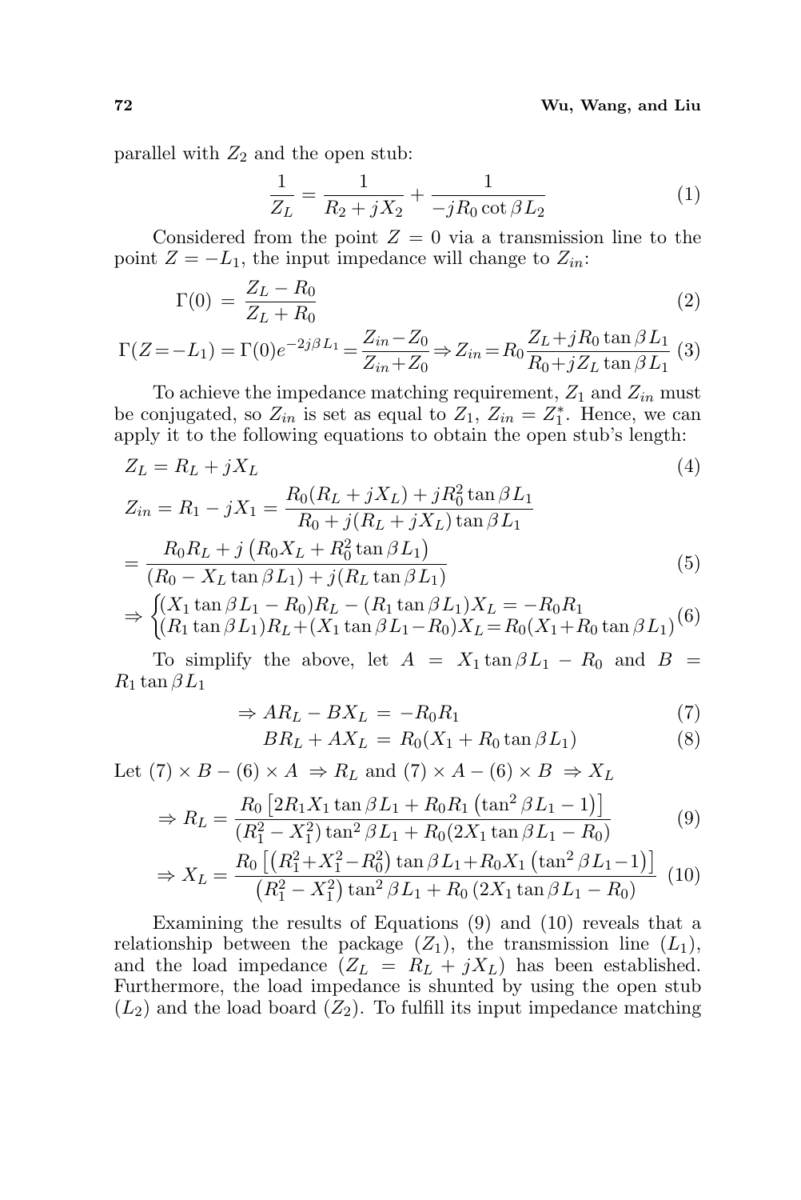parallel with $Z_2$ and the open stub:

$$\frac{1}{Z_L} = \frac{1}{R_2 + jX_2} + \frac{1}{-jR_0 \cot \beta L_2} \tag{1}$$

Considered from the point $Z = 0$ via a transmission line to the point $Z = -L_1$, the input impedance will change to $Z_{in}$:

$$\Gamma(0) = \frac{Z_L - R_0}{Z_L + R_0} \tag{2}$$

$$\Gamma(Z=-L_1) = \Gamma(0)e^{-2j\beta L_1} = \frac{Z_{in} - Z_0}{Z_{in} + Z_0} \Rightarrow Z_{in} = R_0 \frac{Z_L + jR_0 \tan \beta L_1}{R_0 + jZ_L \tan \beta L_1} \tag{3}$$

To achieve the impedance matching requirement, $Z_1$ and $Z_{in}$ must be conjugated, so $Z_{in}$ is set as equal to $Z_1$, $Z_{in} = Z_1^*$. Hence, we can apply it to the following equations to obtain the open stub's length:

$$Z_L = R_L + jX_L \tag{4}$$

$$\begin{aligned} Z_{in} = R_1 - jX_1 &= \frac{R_0(R_L + jX_L) + jR_0^2 \tan \beta L_1}{R_0 + j(R_L + jX_L) \tan \beta L_1} \\ &= \frac{R_0 R_L + j\left(R_0 X_L + R_0^2 \tan \beta L_1\right)}{(R_0 - X_L \tan \beta L_1) + j(R_L \tan \beta L_1)} \end{aligned} \tag{5}$$

$$\Rightarrow \begin{cases} (X_1 \tan \beta L_1 - R_0)R_L - (R_1 \tan \beta L_1)X_L = -R_0 R_1 \\ (R_1 \tan \beta L_1)R_L + (X_1 \tan \beta L_1 - R_0)X_L = R_0(X_1 + R_0 \tan \beta L_1) \end{cases} \tag{6}$$

To simplify the above, let $A = X_1 \tan \beta L_1 - R_0$ and $B = R_1 \tan \beta L_1$

$$\Rightarrow AR_L - BX_L = -R_0 R_1 \tag{7}$$

$$BR_L + AX_L = R_0(X_1 + R_0 \tan \beta L_1) \tag{8}$$

Let $(7) \times B - (6) \times A \Rightarrow R_L$ and $(7) \times A - (6) \times B \Rightarrow X_L$

$$\Rightarrow R_L = \frac{R_0\left[2R_1 X_1 \tan \beta L_1 + R_0 R_1 \left(\tan^2 \beta L_1 - 1\right)\right]}{(R_1^2 - X_1^2)\tan^2 \beta L_1 + R_0(2X_1 \tan \beta L_1 - R_0)} \tag{9}$$

$$\Rightarrow X_L = \frac{R_0\left[\left(R_1^2 + X_1^2 - R_0^2\right)\tan \beta L_1 + R_0 X_1 \left(\tan^2 \beta L_1 - 1\right)\right]}{\left(R_1^2 - X_1^2\right)\tan^2 \beta L_1 + R_0\left(2X_1 \tan \beta L_1 - R_0\right)} \tag{10}$$

Examining the results of Equations (9) and (10) reveals that a relationship between the package ($Z_1$), the transmission line ($L_1$), and the load impedance ($Z_L = R_L + jX_L$) has been established. Furthermore, the load impedance is shunted by using the open stub ($L_2$) and the load board ($Z_2$). To fulfill its input impedance matching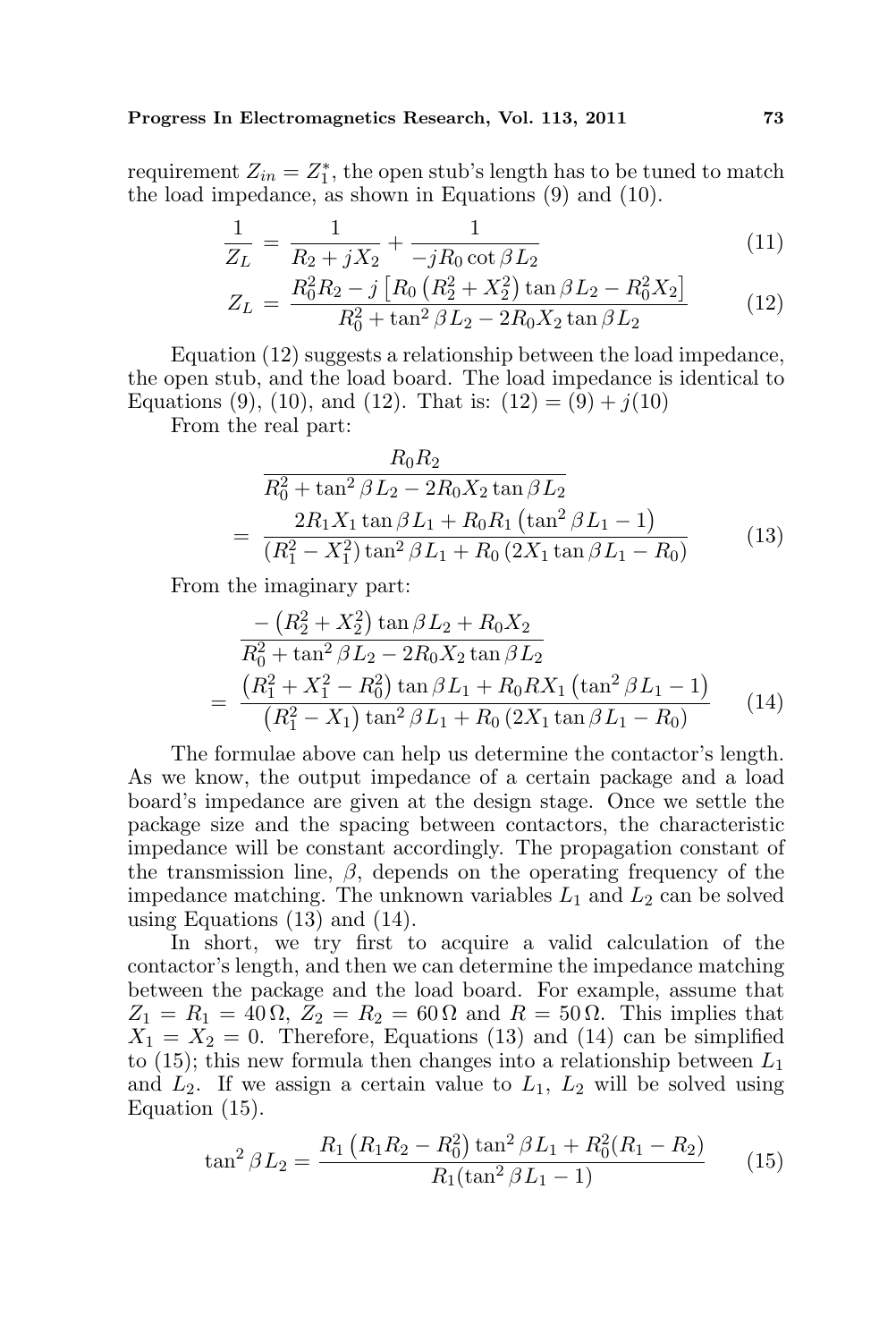requirement $Z_{in} = Z_1^*$, the open stub's length has to be tuned to match the load impedance, as shown in Equations (9) and (10).

$$\frac{1}{Z_L} = \frac{1}{R_2 + jX_2} + \frac{1}{-jR_0 \cot \beta L_2} \tag{11}$$

$$Z_L = \frac{R_0^2 R_2 - j\left[R_0\left(R_2^2 + X_2^2\right)\tan \beta L_2 - R_0^2 X_2\right]}{R_0^2 + \tan^2 \beta L_2 - 2R_0 X_2 \tan \beta L_2} \tag{12}$$

Equation (12) suggests a relationship between the load impedance, the open stub, and the load board. The load impedance is identical to Equations (9), (10), and (12). That is: $(12) = (9) + j(10)$

From the real part:

$$\begin{aligned}
&\frac{R_0 R_2}{R_0^2 + \tan^2 \beta L_2 - 2R_0 X_2 \tan \beta L_2} \\
&= \frac{2R_1 X_1 \tan \beta L_1 + R_0 R_1\left(\tan^2 \beta L_1 - 1\right)}{\left(R_1^2 - X_1^2\right)\tan^2 \beta L_1 + R_0\left(2X_1 \tan \beta L_1 - R_0\right)}
\end{aligned} \tag{13}$$

From the imaginary part:

$$\begin{aligned}
&\frac{-\left(R_2^2 + X_2^2\right)\tan \beta L_2 + R_0 X_2}{R_0^2 + \tan^2 \beta L_2 - 2R_0 X_2 \tan \beta L_2} \\
&= \frac{\left(R_1^2 + X_1^2 - R_0^2\right)\tan \beta L_1 + R_0 R X_1\left(\tan^2 \beta L_1 - 1\right)}{\left(R_1^2 - X_1\right)\tan^2 \beta L_1 + R_0\left(2X_1 \tan \beta L_1 - R_0\right)}
\end{aligned} \tag{14}$$

The formulae above can help us determine the contactor's length. As we know, the output impedance of a certain package and a load board's impedance are given at the design stage. Once we settle the package size and the spacing between contactors, the characteristic impedance will be constant accordingly. The propagation constant of the transmission line, $\beta$, depends on the operating frequency of the impedance matching. The unknown variables $L_1$ and $L_2$ can be solved using Equations (13) and (14).

In short, we try first to acquire a valid calculation of the contactor's length, and then we can determine the impedance matching between the package and the load board. For example, assume that $Z_1 = R_1 = 40\,\Omega$, $Z_2 = R_2 = 60\,\Omega$ and $R = 50\,\Omega$. This implies that $X_1 = X_2 = 0$. Therefore, Equations (13) and (14) can be simplified to (15); this new formula then changes into a relationship between $L_1$ and $L_2$. If we assign a certain value to $L_1$, $L_2$ will be solved using Equation (15).

$$\tan^2 \beta L_2 = \frac{R_1\left(R_1 R_2 - R_0^2\right)\tan^2 \beta L_1 + R_0^2(R_1 - R_2)}{R_1(\tan^2 \beta L_1 - 1)} \tag{15}$$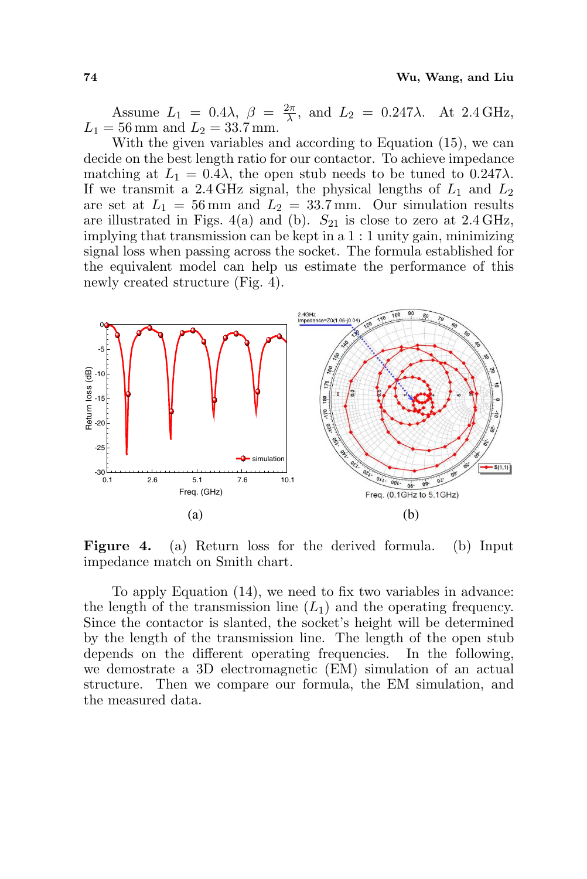Assume $L_1 = 0.4\lambda$, $\beta = \frac{2\pi}{\lambda}$, and $L_2 = 0.247\lambda$. At 2.4 GHz, $L_1 = 56\,\text{mm}$ and $L_2 = 33.7\,\text{mm}$.

With the given variables and according to Equation (15), we can decide on the best length ratio for our contactor. To achieve impedance matching at $L_1 = 0.4\lambda$, the open stub needs to be tuned to $0.247\lambda$. If we transmit a 2.4 GHz signal, the physical lengths of $L_1$ and $L_2$ are set at $L_1 = 56\,\text{mm}$ and $L_2 = 33.7\,\text{mm}$. Our simulation results are illustrated in Figs. 4(a) and (b). $S_{21}$ is close to zero at 2.4 GHz, implying that transmission can be kept in a 1 : 1 unity gain, minimizing signal loss when passing across the socket. The formula established for the equivalent model can help us estimate the performance of this newly created structure (Fig. 4).

**Figure 4.** (a) Return loss for the derived formula. (b) Input impedance match on Smith chart.

To apply Equation (14), we need to fix two variables in advance: the length of the transmission line ($L_1$) and the operating frequency. Since the contactor is slanted, the socket's height will be determined by the length of the transmission line. The length of the open stub depends on the different operating frequencies. In the following, we demostrate a 3D electromagnetic (EM) simulation of an actual structure. Then we compare our formula, the EM simulation, and the measured data.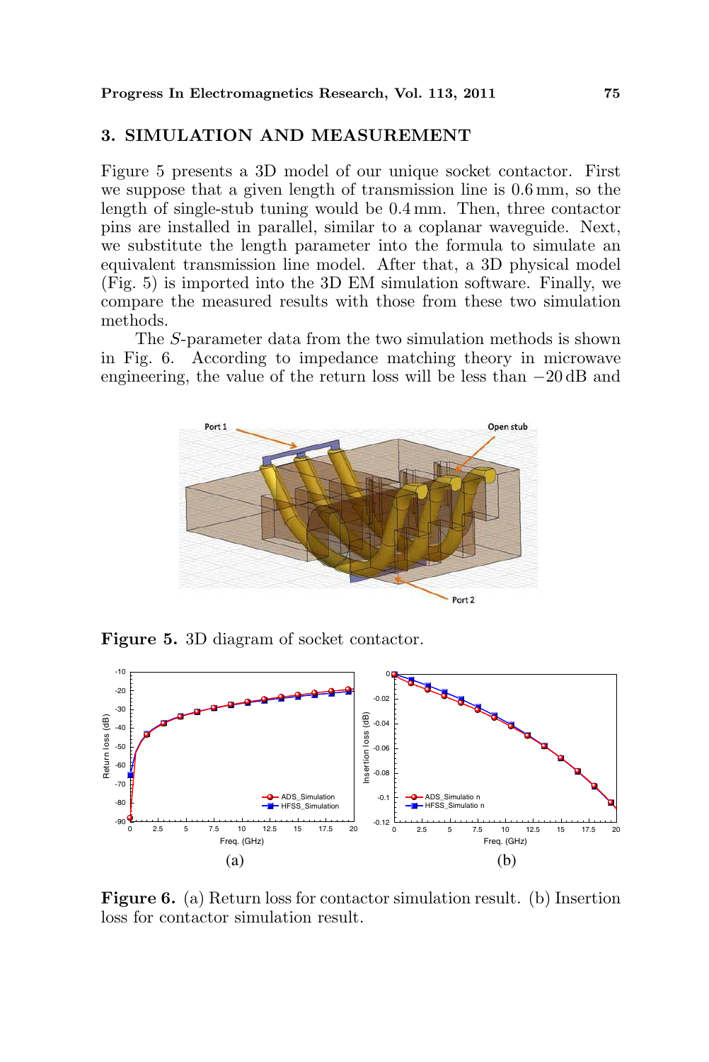## 3. SIMULATION AND MEASUREMENT

Figure 5 presents a 3D model of our unique socket contactor. First we suppose that a given length of transmission line is 0.6 mm, so the length of single-stub tuning would be 0.4 mm. Then, three contactor pins are installed in parallel, similar to a coplanar waveguide. Next, we substitute the length parameter into the formula to simulate an equivalent transmission line model. After that, a 3D physical model (Fig. 5) is imported into the 3D EM simulation software. Finally, we compare the measured results with those from these two simulation methods.

The $S$-parameter data from the two simulation methods is shown in Fig. 6. According to impedance matching theory in microwave engineering, the value of the return loss will be less than $-20$ dB and

**Figure 5.** 3D diagram of socket contactor.

**Figure 6.** (a) Return loss for contactor simulation result. (b) Insertion loss for contactor simulation result.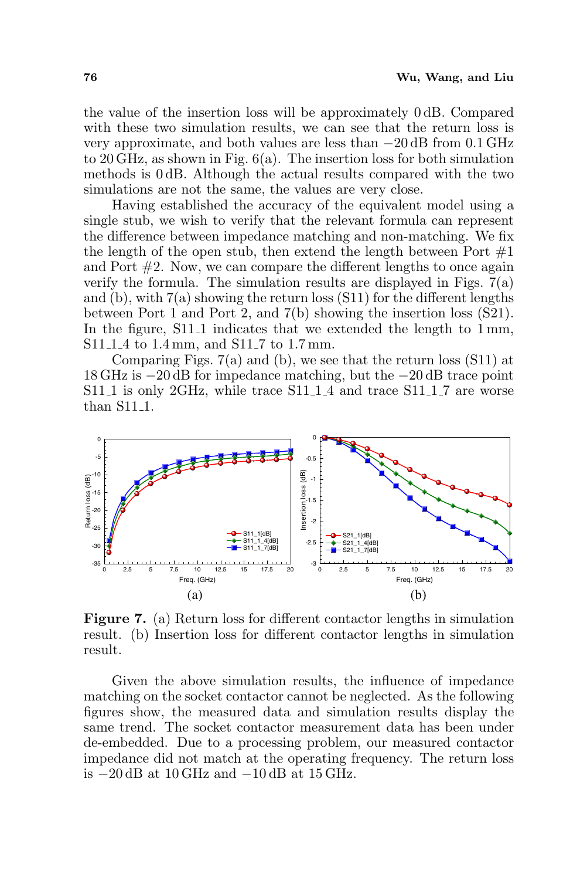the value of the insertion loss will be approximately 0 dB. Compared with these two simulation results, we can see that the return loss is very approximate, and both values are less than −20 dB from 0.1 GHz to 20 GHz, as shown in Fig. 6(a). The insertion loss for both simulation methods is 0 dB. Although the actual results compared with the two simulations are not the same, the values are very close.

Having established the accuracy of the equivalent model using a single stub, we wish to verify that the relevant formula can represent the difference between impedance matching and non-matching. We fix the length of the open stub, then extend the length between Port #1 and Port #2. Now, we can compare the different lengths to once again verify the formula. The simulation results are displayed in Figs. 7(a) and (b), with 7(a) showing the return loss (S11) for the different lengths between Port 1 and Port 2, and 7(b) showing the insertion loss (S21). In the figure, S11_1 indicates that we extended the length to 1 mm, S11_1_4 to 1.4 mm, and S11_7 to 1.7 mm.

Comparing Figs. 7(a) and (b), we see that the return loss (S11) at 18 GHz is −20 dB for impedance matching, but the −20 dB trace point S11_1 is only 2GHz, while trace S11_1_4 and trace S11_1_7 are worse than S11_1.

**Figure 7.** (a) Return loss for different contactor lengths in simulation result. (b) Insertion loss for different contactor lengths in simulation result.

Given the above simulation results, the influence of impedance matching on the socket contactor cannot be neglected. As the following figures show, the measured data and simulation results display the same trend. The socket contactor measurement data has been under de-embedded. Due to a processing problem, our measured contactor impedance did not match at the operating frequency. The return loss is −20 dB at 10 GHz and −10 dB at 15 GHz.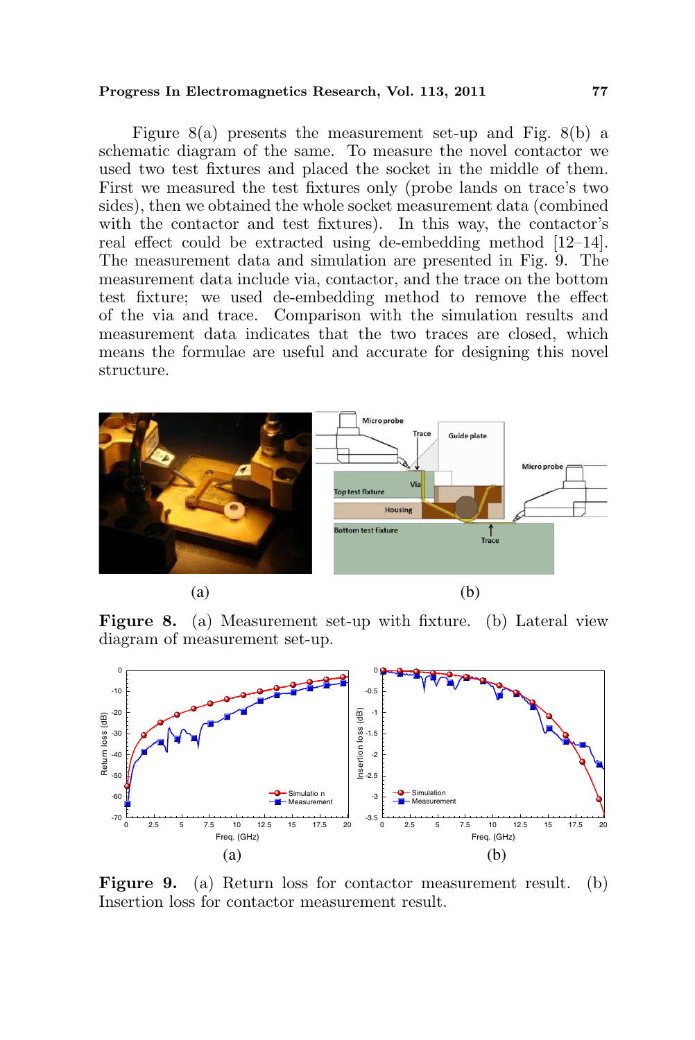Figure 8(a) presents the measurement set-up and Fig. 8(b) a schematic diagram of the same. To measure the novel contactor we used two test fixtures and placed the socket in the middle of them. First we measured the test fixtures only (probe lands on trace's two sides), then we obtained the whole socket measurement data (combined with the contactor and test fixtures). In this way, the contactor's real effect could be extracted using de-embedding method [12–14]. The measurement data and simulation are presented in Fig. 9. The measurement data include via, contactor, and the trace on the bottom test fixture; we used de-embedding method to remove the effect of the via and trace. Comparison with the simulation results and measurement data indicates that the two traces are closed, which means the formulae are useful and accurate for designing this novel structure.

(a) (b)

**Figure 8.** (a) Measurement set-up with fixture. (b) Lateral view diagram of measurement set-up.

(a) (b)

**Figure 9.** (a) Return loss for contactor measurement result. (b) Insertion loss for contactor measurement result.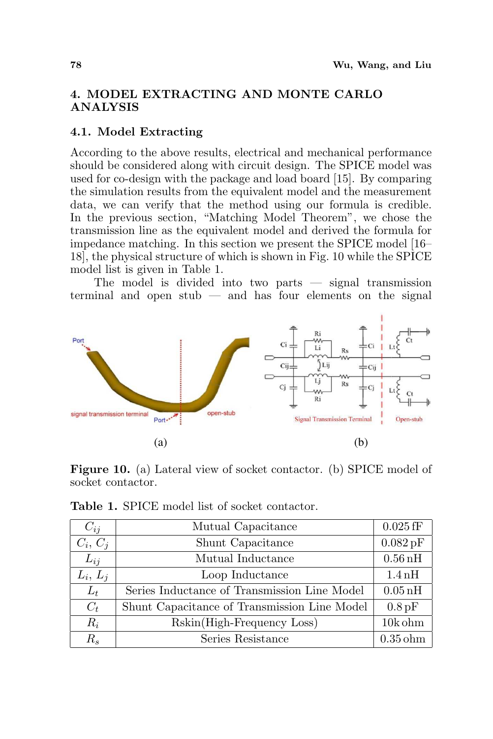## 4. MODEL EXTRACTING AND MONTE CARLO ANALYSIS

### 4.1. Model Extracting

According to the above results, electrical and mechanical performance should be considered along with circuit design. The SPICE model was used for co-design with the package and load board [15]. By comparing the simulation results from the equivalent model and the measurement data, we can verify that the method using our formula is credible. In the previous section, "Matching Model Theorem", we chose the transmission line as the equivalent model and derived the formula for impedance matching. In this section we present the SPICE model [16–18], the physical structure of which is shown in Fig. 10 while the SPICE model list is given in Table 1.

The model is divided into two parts — signal transmission terminal and open stub — and has four elements on the signal

**Figure 10.** (a) Lateral view of socket contactor. (b) SPICE model of socket contactor.

**Table 1.** SPICE model list of socket contactor.

| | | |
|---|---|---|
| $C_{ij}$ | Mutual Capacitance | 0.025 fF |
| $C_i$, $C_j$ | Shunt Capacitance | 0.082 pF |
| $L_{ij}$ | Mutual Inductance | 0.56 nH |
| $L_i$, $L_j$ | Loop Inductance | 1.4 nH |
| $L_t$ | Series Inductance of Transmission Line Model | 0.05 nH |
| $C_t$ | Shunt Capacitance of Transmission Line Model | 0.8 pF |
| $R_i$ | Rskin(High-Frequency Loss) | 10k ohm |
| $R_s$ | Series Resistance | 0.35 ohm |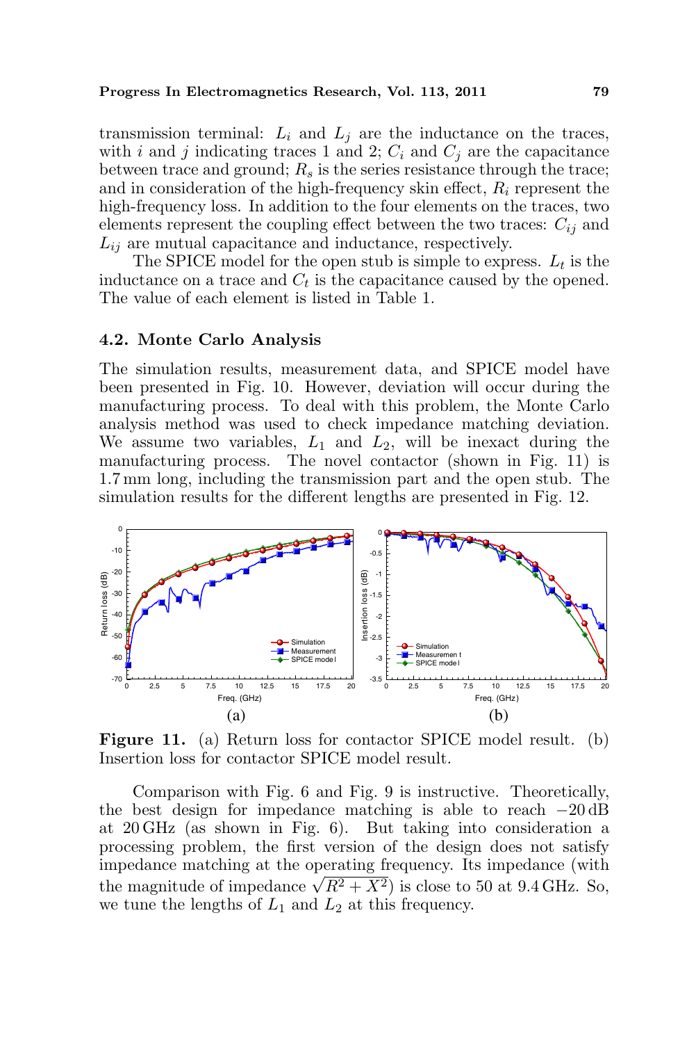transmission terminal: $L_i$ and $L_j$ are the inductance on the traces, with $i$ and $j$ indicating traces 1 and 2; $C_i$ and $C_j$ are the capacitance between trace and ground; $R_s$ is the series resistance through the trace; and in consideration of the high-frequency skin effect, $R_i$ represent the high-frequency loss. In addition to the four elements on the traces, two elements represent the coupling effect between the two traces: $C_{ij}$ and $L_{ij}$ are mutual capacitance and inductance, respectively.

The SPICE model for the open stub is simple to express. $L_t$ is the inductance on a trace and $C_t$ is the capacitance caused by the opened. The value of each element is listed in Table 1.

### 4.2. Monte Carlo Analysis

The simulation results, measurement data, and SPICE model have been presented in Fig. 10. However, deviation will occur during the manufacturing process. To deal with this problem, the Monte Carlo analysis method was used to check impedance matching deviation. We assume two variables, $L_1$ and $L_2$, will be inexact during the manufacturing process. The novel contactor (shown in Fig. 11) is 1.7 mm long, including the transmission part and the open stub. The simulation results for the different lengths are presented in Fig. 12.

**Figure 11.** (a) Return loss for contactor SPICE model result. (b) Insertion loss for contactor SPICE model result.

Comparison with Fig. 6 and Fig. 9 is instructive. Theoretically, the best design for impedance matching is able to reach $-20$ dB at 20 GHz (as shown in Fig. 6). But taking into consideration a processing problem, the first version of the design does not satisfy impedance matching at the operating frequency. Its impedance (with the magnitude of impedance $\sqrt{R^2 + X^2}$) is close to 50 at 9.4 GHz. So, we tune the lengths of $L_1$ and $L_2$ at this frequency.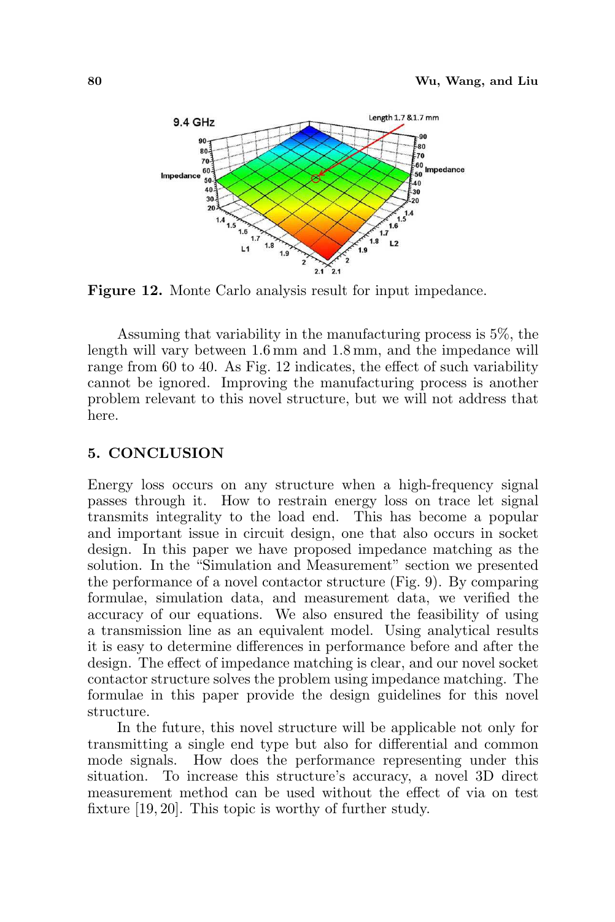**Figure 12.** Monte Carlo analysis result for input impedance.

Assuming that variability in the manufacturing process is 5%, the length will vary between 1.6 mm and 1.8 mm, and the impedance will range from 60 to 40. As Fig. 12 indicates, the effect of such variability cannot be ignored. Improving the manufacturing process is another problem relevant to this novel structure, but we will not address that here.

## 5. CONCLUSION

Energy loss occurs on any structure when a high-frequency signal passes through it. How to restrain energy loss on trace let signal transmits integrality to the load end. This has become a popular and important issue in circuit design, one that also occurs in socket design. In this paper we have proposed impedance matching as the solution. In the "Simulation and Measurement" section we presented the performance of a novel contactor structure (Fig. 9). By comparing formulae, simulation data, and measurement data, we verified the accuracy of our equations. We also ensured the feasibility of using a transmission line as an equivalent model. Using analytical results it is easy to determine differences in performance before and after the design. The effect of impedance matching is clear, and our novel socket contactor structure solves the problem using impedance matching. The formulae in this paper provide the design guidelines for this novel structure.

In the future, this novel structure will be applicable not only for transmitting a single end type but also for differential and common mode signals. How does the performance representing under this situation. To increase this structure's accuracy, a novel 3D direct measurement method can be used without the effect of via on test fixture [19, 20]. This topic is worthy of further study.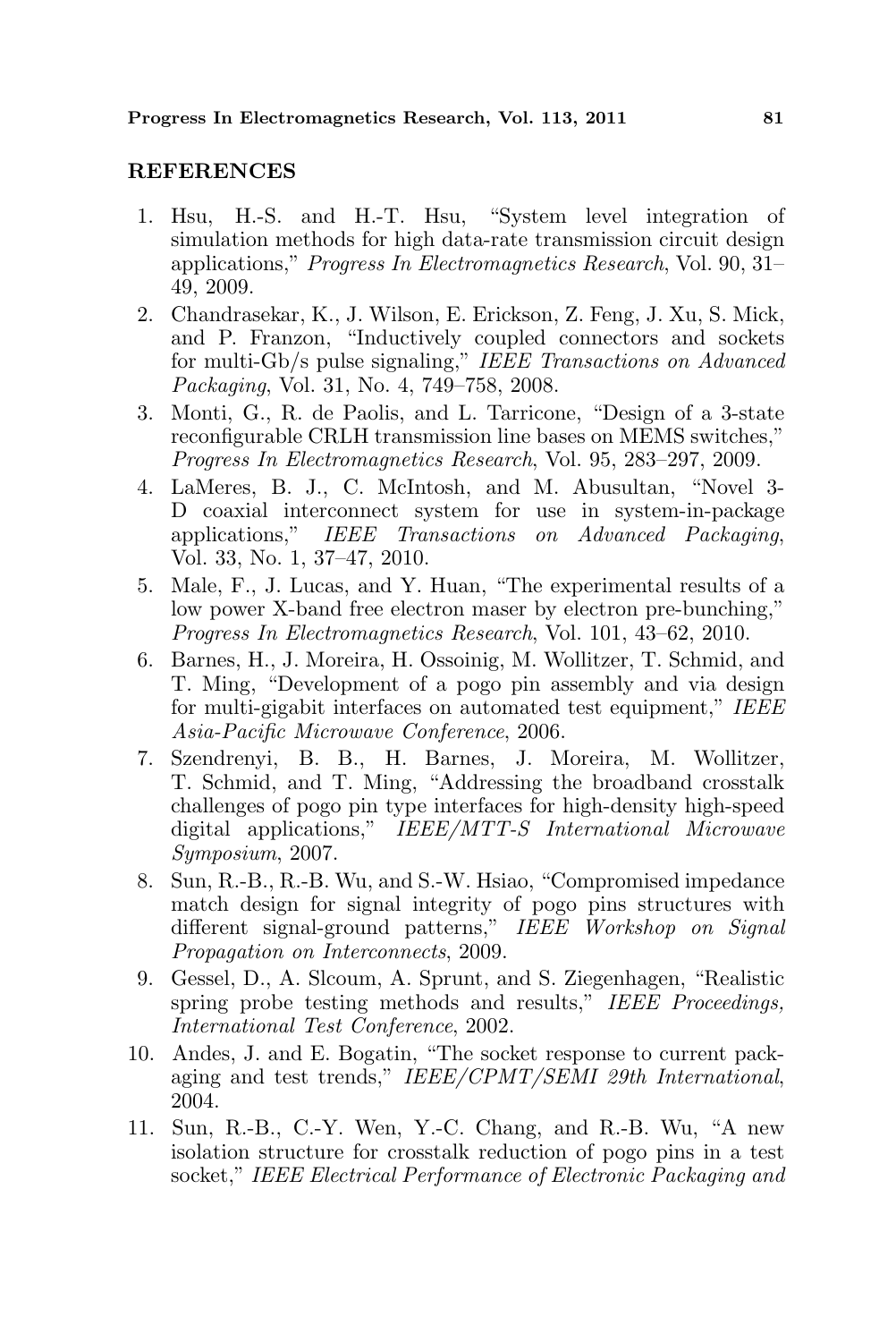## REFERENCES

1. Hsu, H.-S. and H.-T. Hsu, "System level integration of simulation methods for high data-rate transmission circuit design applications," *Progress In Electromagnetics Research*, Vol. 90, 31–49, 2009.
2. Chandrasekar, K., J. Wilson, E. Erickson, Z. Feng, J. Xu, S. Mick, and P. Franzon, "Inductively coupled connectors and sockets for multi-Gb/s pulse signaling," *IEEE Transactions on Advanced Packaging*, Vol. 31, No. 4, 749–758, 2008.
3. Monti, G., R. de Paolis, and L. Tarricone, "Design of a 3-state reconfigurable CRLH transmission line bases on MEMS switches," *Progress In Electromagnetics Research*, Vol. 95, 283–297, 2009.
4. LaMeres, B. J., C. McIntosh, and M. Abusultan, "Novel 3-D coaxial interconnect system for use in system-in-package applications," *IEEE Transactions on Advanced Packaging*, Vol. 33, No. 1, 37–47, 2010.
5. Male, F., J. Lucas, and Y. Huan, "The experimental results of a low power X-band free electron maser by electron pre-bunching," *Progress In Electromagnetics Research*, Vol. 101, 43–62, 2010.
6. Barnes, H., J. Moreira, H. Ossoinig, M. Wollitzer, T. Schmid, and T. Ming, "Development of a pogo pin assembly and via design for multi-gigabit interfaces on automated test equipment," *IEEE Asia-Pacific Microwave Conference*, 2006.
7. Szendrenyi, B. B., H. Barnes, J. Moreira, M. Wollitzer, T. Schmid, and T. Ming, "Addressing the broadband crosstalk challenges of pogo pin type interfaces for high-density high-speed digital applications," *IEEE/MTT-S International Microwave Symposium*, 2007.
8. Sun, R.-B., R.-B. Wu, and S.-W. Hsiao, "Compromised impedance match design for signal integrity of pogo pins structures with different signal-ground patterns," *IEEE Workshop on Signal Propagation on Interconnects*, 2009.
9. Gessel, D., A. Slcoum, A. Sprunt, and S. Ziegenhagen, "Realistic spring probe testing methods and results," *IEEE Proceedings, International Test Conference*, 2002.
10. Andes, J. and E. Bogatin, "The socket response to current packaging and test trends," *IEEE/CPMT/SEMI 29th International*, 2004.
11. Sun, R.-B., C.-Y. Wen, Y.-C. Chang, and R.-B. Wu, "A new isolation structure for crosstalk reduction of pogo pins in a test socket," *IEEE Electrical Performance of Electronic Packaging and*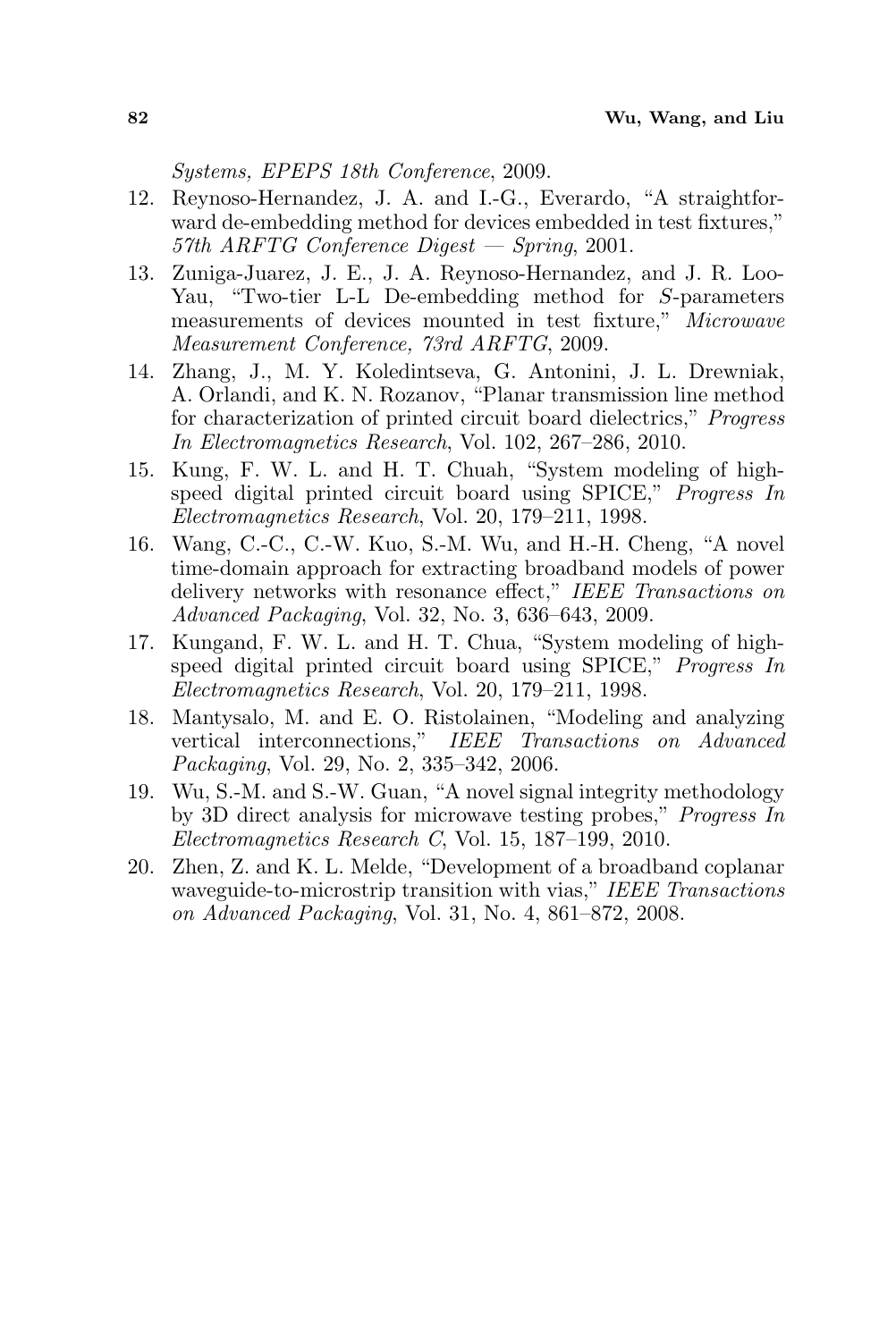*Systems, EPEPS 18th Conference*, 2009.

12. Reynoso-Hernandez, J. A. and I.-G., Everardo, "A straightforward de-embedding method for devices embedded in test fixtures," *57th ARFTG Conference Digest — Spring*, 2001.
13. Zuniga-Juarez, J. E., J. A. Reynoso-Hernandez, and J. R. Loo-Yau, "Two-tier L-L De-embedding method for *S*-parameters measurements of devices mounted in test fixture," *Microwave Measurement Conference, 73rd ARFTG*, 2009.
14. Zhang, J., M. Y. Koledintseva, G. Antonini, J. L. Drewniak, A. Orlandi, and K. N. Rozanov, "Planar transmission line method for characterization of printed circuit board dielectrics," *Progress In Electromagnetics Research*, Vol. 102, 267–286, 2010.
15. Kung, F. W. L. and H. T. Chuah, "System modeling of high-speed digital printed circuit board using SPICE," *Progress In Electromagnetics Research*, Vol. 20, 179–211, 1998.
16. Wang, C.-C., C.-W. Kuo, S.-M. Wu, and H.-H. Cheng, "A novel time-domain approach for extracting broadband models of power delivery networks with resonance effect," *IEEE Transactions on Advanced Packaging*, Vol. 32, No. 3, 636–643, 2009.
17. Kungand, F. W. L. and H. T. Chua, "System modeling of high-speed digital printed circuit board using SPICE," *Progress In Electromagnetics Research*, Vol. 20, 179–211, 1998.
18. Mantysalo, M. and E. O. Ristolainen, "Modeling and analyzing vertical interconnections," *IEEE Transactions on Advanced Packaging*, Vol. 29, No. 2, 335–342, 2006.
19. Wu, S.-M. and S.-W. Guan, "A novel signal integrity methodology by 3D direct analysis for microwave testing probes," *Progress In Electromagnetics Research C*, Vol. 15, 187–199, 2010.
20. Zhen, Z. and K. L. Melde, "Development of a broadband coplanar waveguide-to-microstrip transition with vias," *IEEE Transactions on Advanced Packaging*, Vol. 31, No. 4, 861–872, 2008.